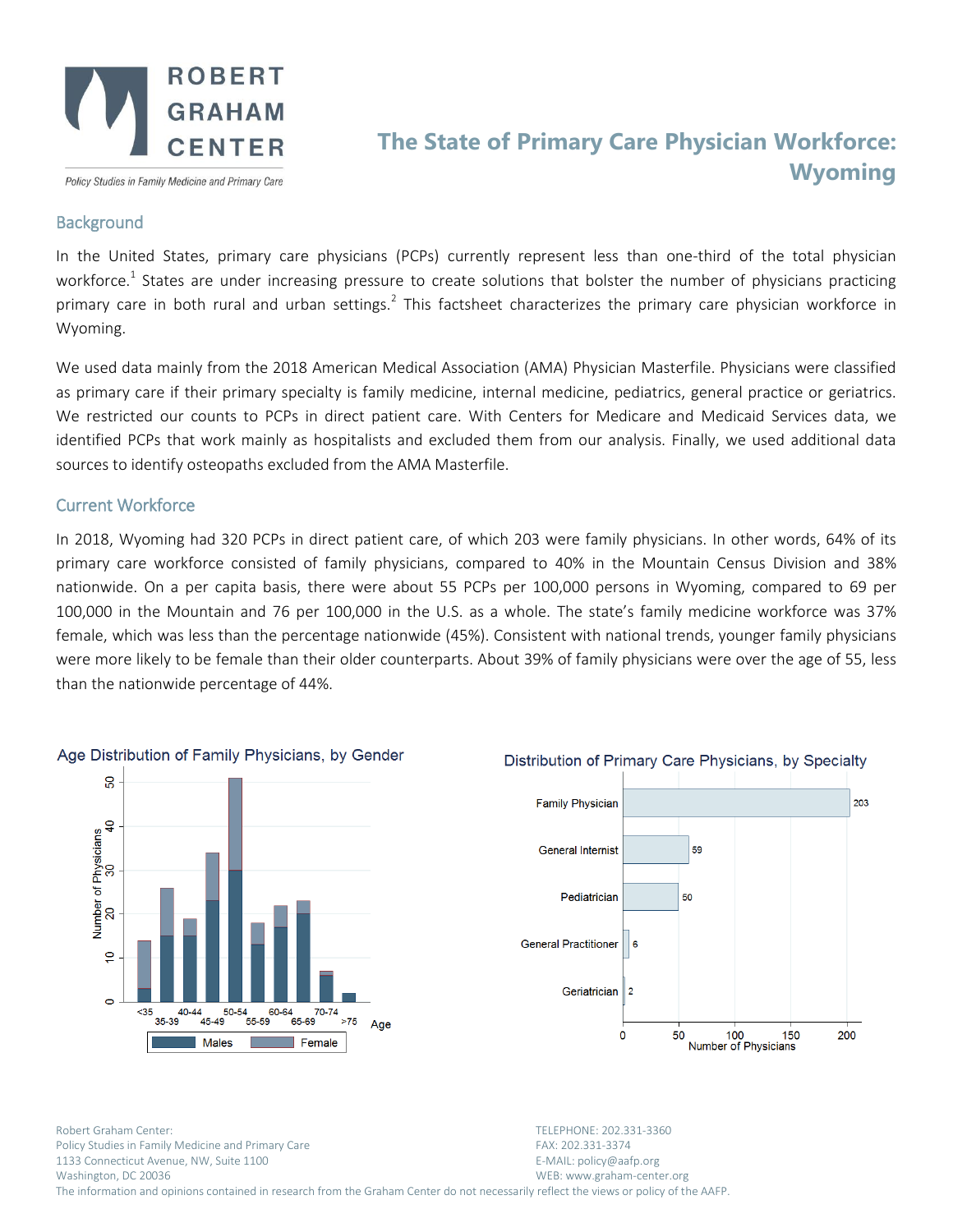ROBERT GRAHAM CENTER

*Policy Studies in Family Medicine and Primary Care*

# The State of Primary Care Physician Workforce: Wyoming

## Background

In the United States, primary care physicians (PCPs) currently represent less than one-third of the total physician workforce.[1] States are under increasing pressure to create solutions that bolster the number of physicians practicing primary care in both rural and urban settings.[2] This factsheet characterizes the primary care physician workforce in Wyoming.

We used data mainly from the 2018 American Medical Association (AMA) Physician Masterfile. Physicians were classified as primary care if their primary specialty is family medicine, internal medicine, pediatrics, general practice or geriatrics. We restricted our counts to PCPs in direct patient care. With Centers for Medicare and Medicaid Services data, we identified PCPs that work mainly as hospitalists and excluded them from our analysis. Finally, we used additional data sources to identify osteopaths excluded from the AMA Masterfile.

## Current Workforce

In 2018, Wyoming had 320 PCPs in direct patient care, of which 203 were family physicians. In other words, 64% of its primary care workforce consisted of family physicians, compared to 40% in the Mountain Census Division and 38% nationwide. On a per capita basis, there were about 55 PCPs per 100,000 persons in Wyoming, compared to 69 per 100,000 in the Mountain and 76 per 100,000 in the U.S. as a whole. The state's family medicine workforce was 37% female, which was less than the percentage nationwide (45%). Consistent with national trends, younger family physicians were more likely to be female than their older counterparts. About 39% of family physicians were over the age of 55, less than the nationwide percentage of 44%.

**Age Distribution of Family Physicians, by Gender**

| Age | Males | Female | Total |
|---|---|---|---|
| <35 | 3 | 11 | 14 |
| 35-39 | 15 | 11 | 26 |
| 40-44 | 15 | 4 | 19 |
| 45-49 | 23 | 11 | 34 |
| 50-54 | 30 | 21 | 51 |
| 55-59 | 13 | 5 | 18 |
| 60-64 | 17 | 5 | 22 |
| 65-69 | 20 | 3 | 23 |
| 70-74 | 6 | 1 | 7 |
| >75 | 2 | 0 | 2 |

**Distribution of Primary Care Physicians, by Specialty**

| Specialty | Number of Physicians |
|---|---|
| Family Physician | 203 |
| General Internist | 59 |
| Pediatrician | 50 |
| General Practitioner | 6 |
| Geriatrician | 2 |

Robert Graham Center:
Policy Studies in Family Medicine and Primary Care
1133 Connecticut Avenue, NW, Suite 1100
Washington, DC 20036

TELEPHONE: 202.331-3360
FAX: 202.331-3374
E-MAIL: policy@aafp.org
WEB: www.graham-center.org

The information and opinions contained in research from the Graham Center do not necessarily reflect the views or policy of the AAFP.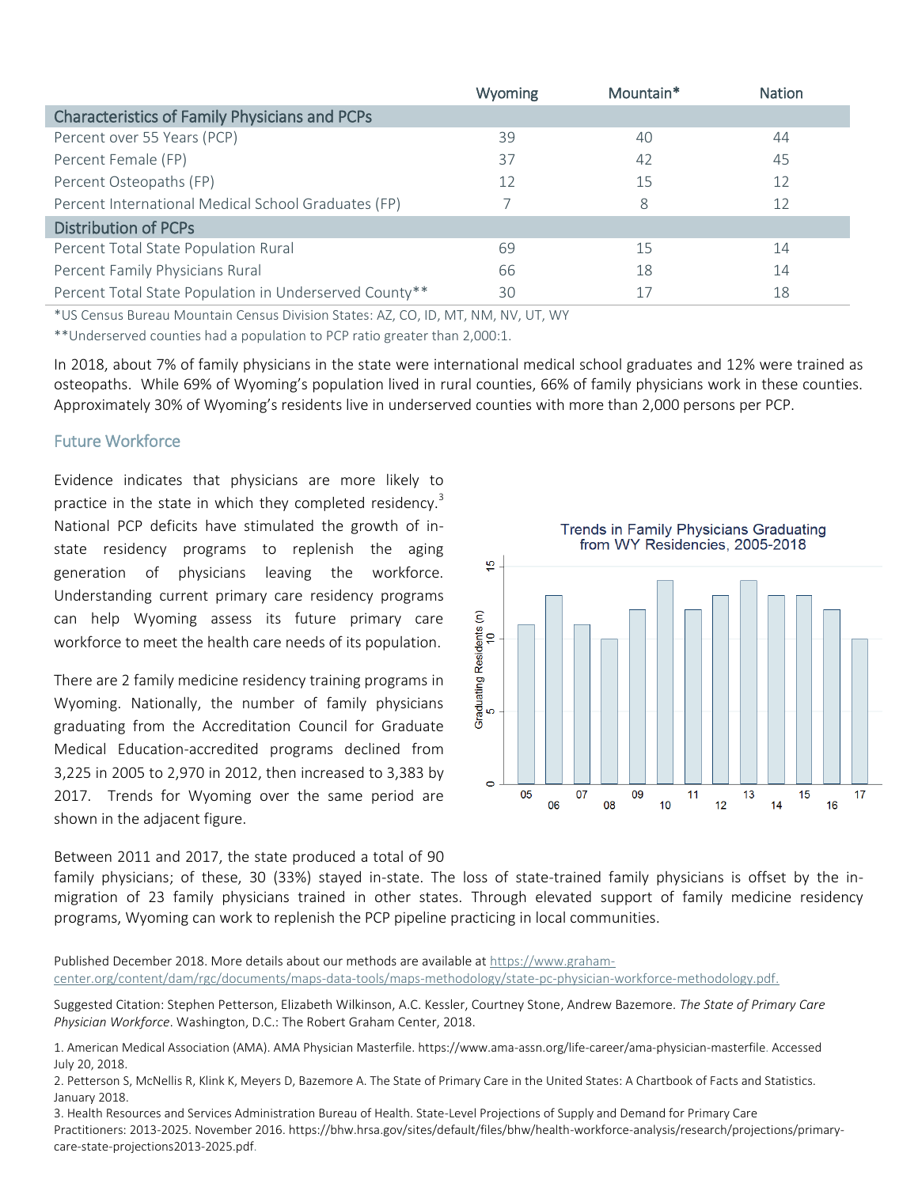| | Wyoming | Mountain* | Nation |
|---|---|---|---|
| **Characteristics of Family Physicians and PCPs** | | | |
| Percent over 55 Years (PCP) | 39 | 40 | 44 |
| Percent Female (FP) | 37 | 42 | 45 |
| Percent Osteopaths (FP) | 12 | 15 | 12 |
| Percent International Medical School Graduates (FP) | 7 | 8 | 12 |
| **Distribution of PCPs** | | | |
| Percent Total State Population Rural | 69 | 15 | 14 |
| Percent Family Physicians Rural | 66 | 18 | 14 |
| Percent Total State Population in Underserved County** | 30 | 17 | 18 |

*US Census Bureau Mountain Census Division States: AZ, CO, ID, MT, NM, NV, UT, WY

**Underserved counties had a population to PCP ratio greater than 2,000:1.

In 2018, about 7% of family physicians in the state were international medical school graduates and 12% were trained as osteopaths. While 69% of Wyoming's population lived in rural counties, 66% of family physicians work in these counties. Approximately 30% of Wyoming's residents live in underserved counties with more than 2,000 persons per PCP.

## Future Workforce

Evidence indicates that physicians are more likely to practice in the state in which they completed residency.[3] National PCP deficits have stimulated the growth of in-state residency programs to replenish the aging generation of physicians leaving the workforce. Understanding current primary care residency programs can help Wyoming assess its future primary care workforce to meet the health care needs of its population.

There are 2 family medicine residency training programs in Wyoming. Nationally, the number of family physicians graduating from the Accreditation Council for Graduate Medical Education-accredited programs declined from 3,225 in 2005 to 2,970 in 2012, then increased to 3,383 by 2017. Trends for Wyoming over the same period are shown in the adjacent figure.

Trends in Family Physicians Graduating from WY Residencies, 2005-2018

Graduating Residents (n)

0
5
10
15

05 06 07 08 09 10 11 12 13 14 15 16 17

Between 2011 and 2017, the state produced a total of 90 family physicians; of these, 30 (33%) stayed in-state. The loss of state-trained family physicians is offset by the in-migration of 23 family physicians trained in other states. Through elevated support of family medicine residency programs, Wyoming can work to replenish the PCP pipeline practicing in local communities.

Published December 2018. More details about our methods are available at https://www.graham-center.org/content/dam/rgc/documents/maps-data-tools/maps-methodology/state-pc-physician-workforce-methodology.pdf.

Suggested Citation: Stephen Petterson, Elizabeth Wilkinson, A.C. Kessler, Courtney Stone, Andrew Bazemore. *The State of Primary Care Physician Workforce*. Washington, D.C.: The Robert Graham Center, 2018.

1. American Medical Association (AMA). AMA Physician Masterfile. https://www.ama-assn.org/life-career/ama-physician-masterfile. Accessed July 20, 2018.
2. Petterson S, McNellis R, Klink K, Meyers D, Bazemore A. The State of Primary Care in the United States: A Chartbook of Facts and Statistics. January 2018.
3. Health Resources and Services Administration Bureau of Health. State-Level Projections of Supply and Demand for Primary Care Practitioners: 2013-2025. November 2016. https://bhw.hrsa.gov/sites/default/files/bhw/health-workforce-analysis/research/projections/primary-care-state-projections2013-2025.pdf.